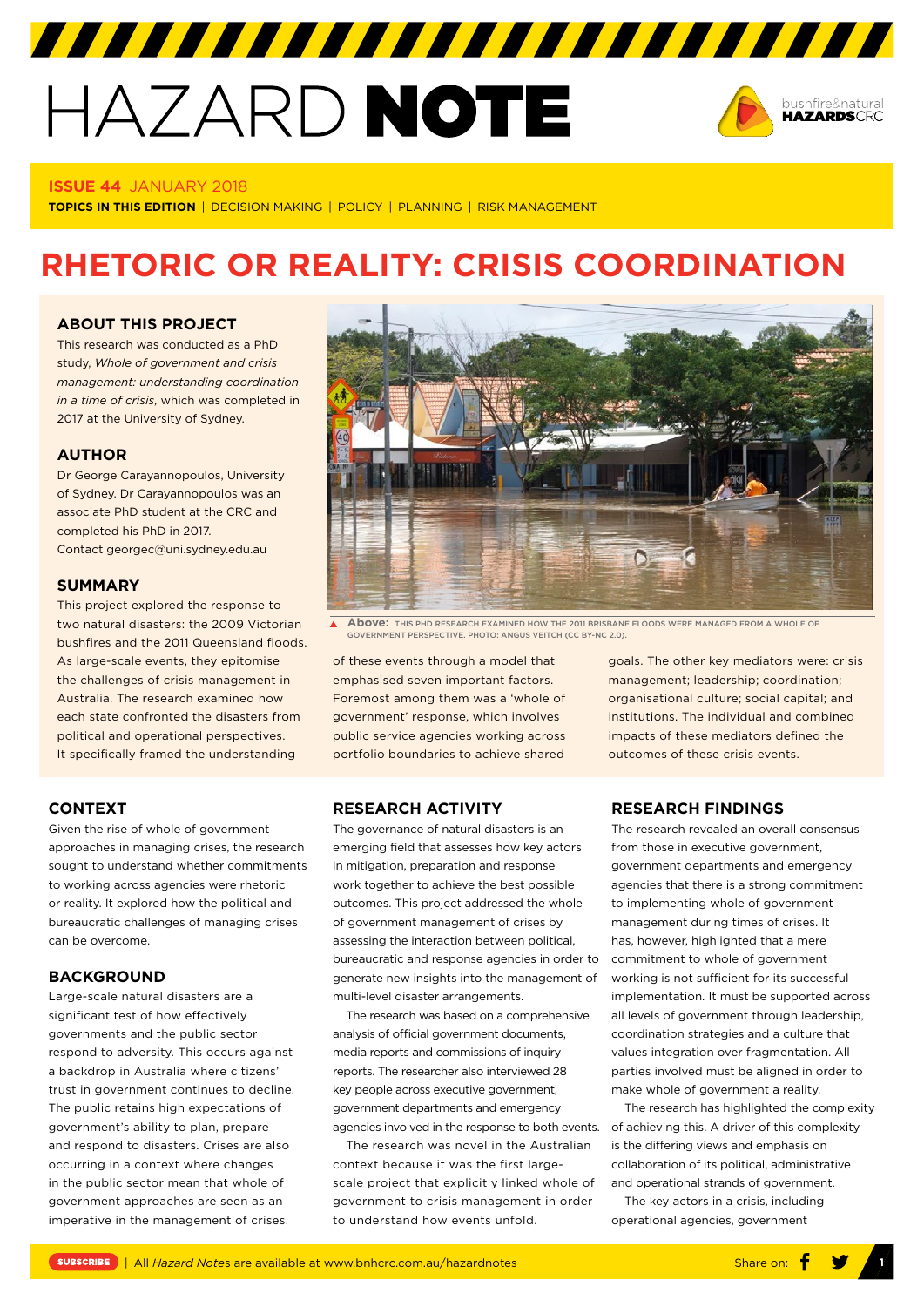# HAZARD NOTE

**ISSUE 44** JANUARY 2018

**TOPICS IN THIS EDITION** | DECISION MAKING | POLICY | PLANNING | RISK MANAGEMENT

# RHETORIC OR REALITY: CRISIS COORDINATION

## ABOUT THIS PROJECT

This research was conducted as a PhD study, *Whole of government and crisis management: understanding coordination in a time of crisis*, which was completed in 2017 at the University of Sydney.

## AUTHOR

Dr George Carayannopoulos, University of Sydney. Dr Carayannopoulos was an associate PhD student at the CRC and completed his PhD in 2017. Contact georgec@uni.sydney.edu.au

## SUMMARY

This project explored the response to two natural disasters: the 2009 Victorian bushfires and the 2011 Queensland floods. As large-scale events, they epitomise the challenges of crisis management in Australia. The research examined how each state confronted the disasters from political and operational perspectives. It specifically framed the understanding of these events through a model that emphasised seven important factors. Foremost among them was a 'whole of government' response, which involves public service agencies working across portfolio boundaries to achieve shared goals. The other key mediators were: crisis management; leadership; coordination; organisational culture; social capital; and institutions. The individual and combined impacts of these mediators defined the outcomes of these crisis events.

**Above:** THIS PHD RESEARCH EXAMINED HOW THE 2011 BRISBANE FLOODS WERE MANAGED FROM A WHOLE OF GOVERNMENT PERSPECTIVE. PHOTO: ANGUS VEITCH (CC BY-NC 2.0).

## CONTEXT

Given the rise of whole of government approaches in managing crises, the research sought to understand whether commitments to working across agencies were rhetoric or reality. It explored how the political and bureaucratic challenges of managing crises can be overcome.

## BACKGROUND

Large-scale natural disasters are a significant test of how effectively governments and the public sector respond to adversity. This occurs against a backdrop in Australia where citizens' trust in government continues to decline. The public retains high expectations of government's ability to plan, prepare and respond to disasters. Crises are also occurring in a context where changes in the public sector mean that whole of government approaches are seen as an imperative in the management of crises.

## RESEARCH ACTIVITY

The governance of natural disasters is an emerging field that assesses how key actors in mitigation, preparation and response work together to achieve the best possible outcomes. This project addressed the whole of government management of crises by assessing the interaction between political, bureaucratic and response agencies in order to generate new insights into the management of multi-level disaster arrangements.

The research was based on a comprehensive analysis of official government documents, media reports and commissions of inquiry reports. The researcher also interviewed 28 key people across executive government, government departments and emergency agencies involved in the response to both events.

The research was novel in the Australian context because it was the first large-scale project that explicitly linked whole of government to crisis management in order to understand how events unfold.

## RESEARCH FINDINGS

The research revealed an overall consensus from those in executive government, government departments and emergency agencies that there is a strong commitment to implementing whole of government management during times of crises. It has, however, highlighted that a mere commitment to whole of government working is not sufficient for its successful implementation. It must be supported across all levels of government through leadership, coordination strategies and a culture that values integration over fragmentation. All parties involved must be aligned in order to make whole of government a reality.

The research has highlighted the complexity of achieving this. A driver of this complexity is the differing views and emphasis on collaboration of its political, administrative and operational strands of government.

The key actors in a crisis, including operational agencies, government

SUBSCRIBE | All *Hazard Notes* are available at www.bnhcrc.com.au/hazardnotes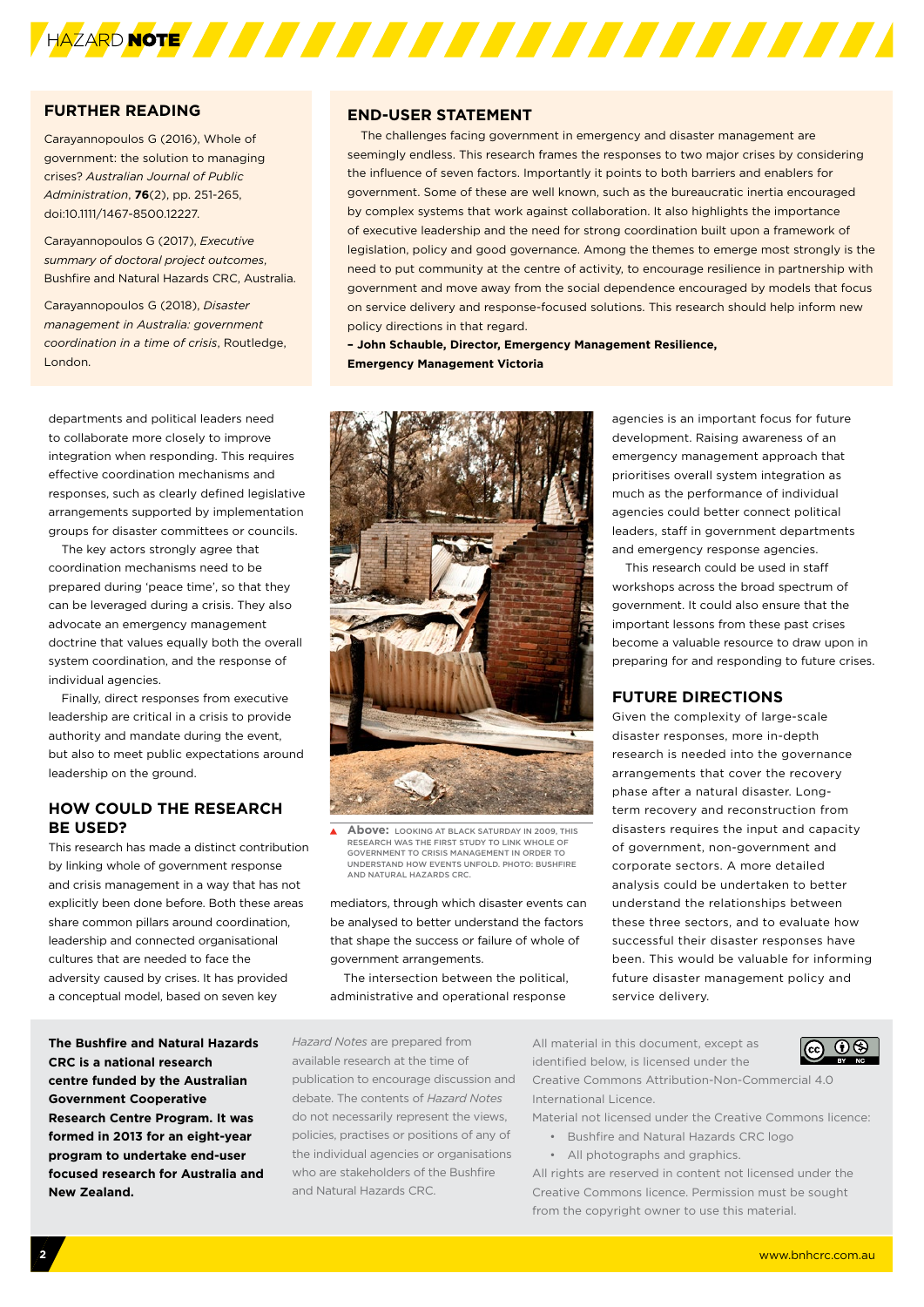## FURTHER READING

Carayannopoulos G (2016), Whole of government: the solution to managing crises? *Australian Journal of Public Administration*, **76**(2), pp. 251-265, doi:10.1111/1467-8500.12227.

Carayannopoulos G (2017), *Executive summary of doctoral project outcomes*, Bushfire and Natural Hazards CRC, Australia.

Carayannopoulos G (2018), *Disaster management in Australia: government coordination in a time of crisis*, Routledge, London.

## END-USER STATEMENT

The challenges facing government in emergency and disaster management are seemingly endless. This research frames the responses to two major crises by considering the influence of seven factors. Importantly it points to both barriers and enablers for government. Some of these are well known, such as the bureaucratic inertia encouraged by complex systems that work against collaboration. It also highlights the importance of executive leadership and the need for strong coordination built upon a framework of legislation, policy and good governance. Among the themes to emerge most strongly is the need to put community at the centre of activity, to encourage resilience in partnership with government and move away from the social dependence encouraged by models that focus on service delivery and response-focused solutions. This research should help inform new policy directions in that regard.

**– John Schauble, Director, Emergency Management Resilience, Emergency Management Victoria**

departments and political leaders need to collaborate more closely to improve integration when responding. This requires effective coordination mechanisms and responses, such as clearly defined legislative arrangements supported by implementation groups for disaster committees or councils.

The key actors strongly agree that coordination mechanisms need to be prepared during 'peace time', so that they can be leveraged during a crisis. They also advocate an emergency management doctrine that values equally both the overall system coordination, and the response of individual agencies.

Finally, direct responses from executive leadership are critical in a crisis to provide authority and mandate during the event, but also to meet public expectations around leadership on the ground.

## HOW COULD THE RESEARCH BE USED?

This research has made a distinct contribution by linking whole of government response and crisis management in a way that has not explicitly been done before. Both these areas share common pillars around coordination, leadership and connected organisational cultures that are needed to face the adversity caused by crises. It has provided a conceptual model, based on seven key mediators, through which disaster events can be analysed to better understand the factors that shape the success or failure of whole of government arrangements.

**Above:** LOOKING AT BLACK SATURDAY IN 2009, THIS RESEARCH WAS THE FIRST STUDY TO LINK WHOLE OF GOVERNMENT TO CRISIS MANAGEMENT IN ORDER TO UNDERSTAND HOW EVENTS UNFOLD. PHOTO: BUSHFIRE AND NATURAL HAZARDS CRC.

The intersection between the political, administrative and operational response agencies is an important focus for future development. Raising awareness of an emergency management approach that prioritises overall system integration as much as the performance of individual agencies could better connect political leaders, staff in government departments and emergency response agencies.

This research could be used in staff workshops across the broad spectrum of government. It could also ensure that the important lessons from these past crises become a valuable resource to draw upon in preparing for and responding to future crises.

## FUTURE DIRECTIONS

Given the complexity of large-scale disaster responses, more in-depth research is needed into the governance arrangements that cover the recovery phase after a natural disaster. Long-term recovery and reconstruction from disasters requires the input and capacity of government, non-government and corporate sectors. A more detailed analysis could be undertaken to better understand the relationships between these three sectors, and to evaluate how successful their disaster responses have been. This would be valuable for informing future disaster management policy and service delivery.

**The Bushfire and Natural Hazards CRC is a national research centre funded by the Australian Government Cooperative Research Centre Program. It was formed in 2013 for an eight-year program to undertake end-user focused research for Australia and New Zealand.**

*Hazard Notes* are prepared from available research at the time of publication to encourage discussion and debate. The contents of *Hazard Notes* do not necessarily represent the views, policies, practises or positions of any of the individual agencies or organisations who are stakeholders of the Bushfire and Natural Hazards CRC.

All material in this document, except as identified below, is licensed under the Creative Commons Attribution-Non-Commercial 4.0 International Licence.

Material not licensed under the Creative Commons licence:

- Bushfire and Natural Hazards CRC logo
- All photographs and graphics.

All rights are reserved in content not licensed under the Creative Commons licence. Permission must be sought from the copyright owner to use this material.